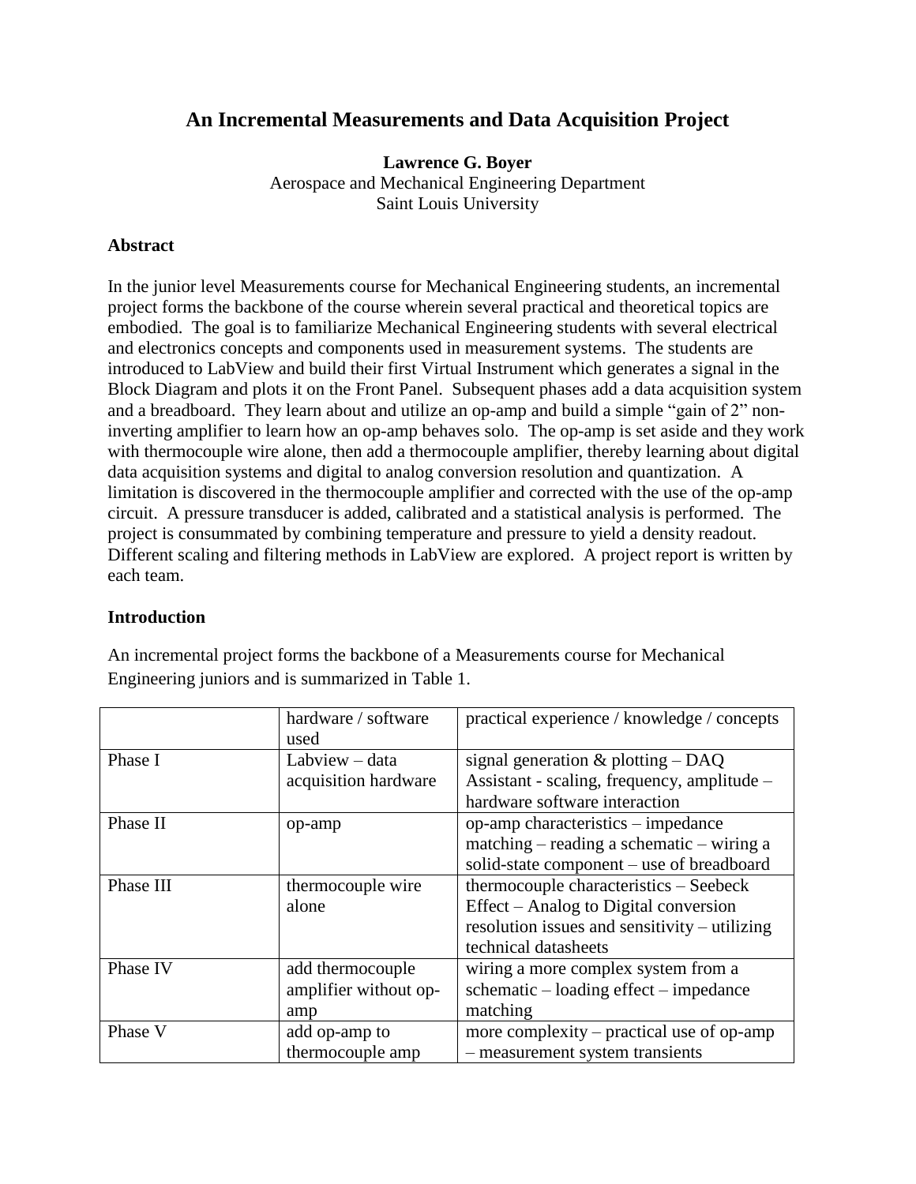# An Incremental Measurements and Data Acquisition Project

**Lawrence G. Boyer**
Aerospace and Mechanical Engineering Department
Saint Louis University

## Abstract

In the junior level Measurements course for Mechanical Engineering students, an incremental project forms the backbone of the course wherein several practical and theoretical topics are embodied. The goal is to familiarize Mechanical Engineering students with several electrical and electronics concepts and components used in measurement systems. The students are introduced to LabView and build their first Virtual Instrument which generates a signal in the Block Diagram and plots it on the Front Panel. Subsequent phases add a data acquisition system and a breadboard. They learn about and utilize an op-amp and build a simple "gain of 2" non-inverting amplifier to learn how an op-amp behaves solo. The op-amp is set aside and they work with thermocouple wire alone, then add a thermocouple amplifier, thereby learning about digital data acquisition systems and digital to analog conversion resolution and quantization. A limitation is discovered in the thermocouple amplifier and corrected with the use of the op-amp circuit. A pressure transducer is added, calibrated and a statistical analysis is performed. The project is consummated by combining temperature and pressure to yield a density readout. Different scaling and filtering methods in LabView are explored. A project report is written by each team.

## Introduction

An incremental project forms the backbone of a Measurements course for Mechanical Engineering juniors and is summarized in Table 1.

| | hardware / software used | practical experience / knowledge / concepts |
|---|---|---|
| Phase I | Labview – data acquisition hardware | signal generation & plotting – DAQ Assistant - scaling, frequency, amplitude – hardware software interaction |
| Phase II | op-amp | op-amp characteristics – impedance matching – reading a schematic – wiring a solid-state component – use of breadboard |
| Phase III | thermocouple wire alone | thermocouple characteristics – Seebeck Effect – Analog to Digital conversion resolution issues and sensitivity – utilizing technical datasheets |
| Phase IV | add thermocouple amplifier without op-amp | wiring a more complex system from a schematic – loading effect – impedance matching |
| Phase V | add op-amp to thermocouple amp | more complexity – practical use of op-amp – measurement system transients |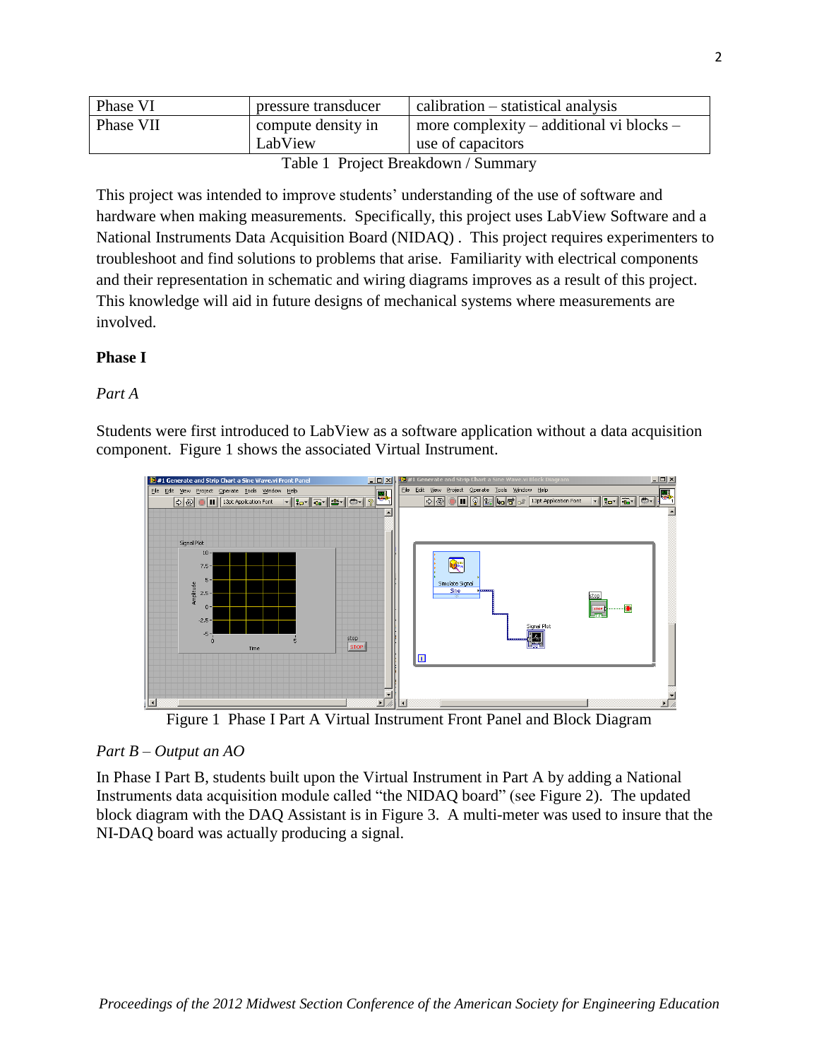| Phase VI | pressure transducer | calibration – statistical analysis |
|---|---|---|
| Phase VII | compute density in LabView | more complexity – additional vi blocks – use of capacitors |

Table 1 Project Breakdown / Summary

This project was intended to improve students' understanding of the use of software and hardware when making measurements. Specifically, this project uses LabView Software and a National Instruments Data Acquisition Board (NIDAQ) . This project requires experimenters to troubleshoot and find solutions to problems that arise. Familiarity with electrical components and their representation in schematic and wiring diagrams improves as a result of this project. This knowledge will aid in future designs of mechanical systems where measurements are involved.

**Phase I**

*Part A*

Students were first introduced to LabView as a software application without a data acquisition component. Figure 1 shows the associated Virtual Instrument.

Figure 1 Phase I Part A Virtual Instrument Front Panel and Block Diagram

*Part B – Output an AO*

In Phase I Part B, students built upon the Virtual Instrument in Part A by adding a National Instruments data acquisition module called "the NIDAQ board" (see Figure 2). The updated block diagram with the DAQ Assistant is in Figure 3. A multi-meter was used to insure that the NI-DAQ board was actually producing a signal.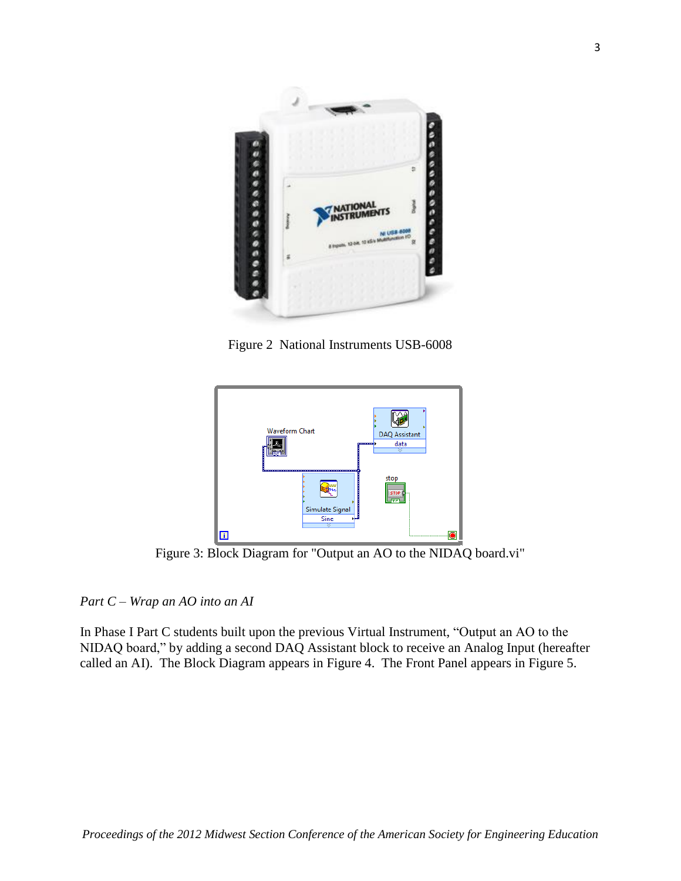Figure 2 National Instruments USB-6008

Figure 3: Block Diagram for "Output an AO to the NIDAQ board.vi"

*Part C – Wrap an AO into an AI*

In Phase I Part C students built upon the previous Virtual Instrument, "Output an AO to the NIDAQ board," by adding a second DAQ Assistant block to receive an Analog Input (hereafter called an AI). The Block Diagram appears in Figure 4. The Front Panel appears in Figure 5.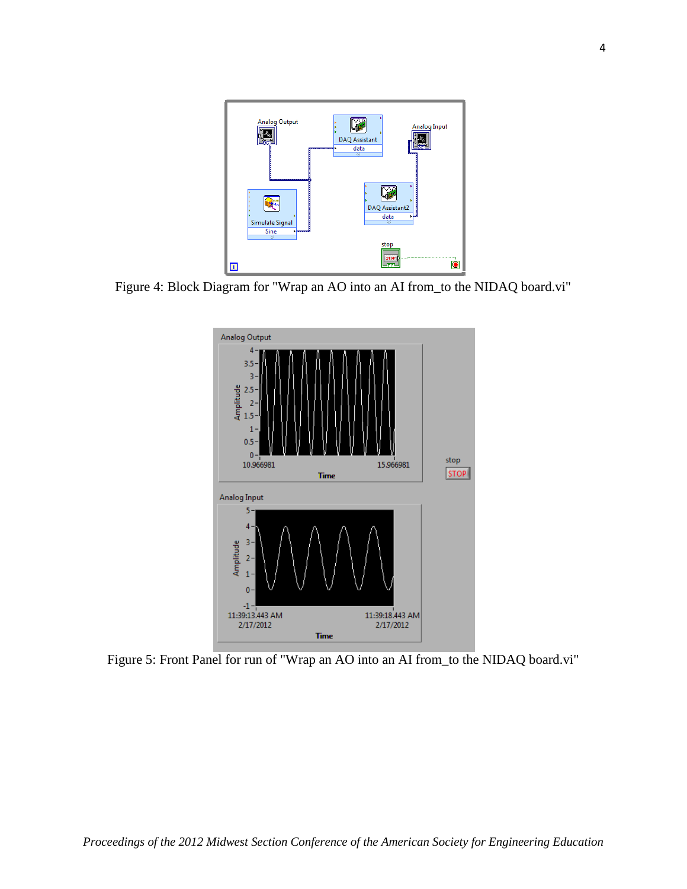Figure 4: Block Diagram for "Wrap an AO into an AI from_to the NIDAQ board.vi"

Figure 5: Front Panel for run of "Wrap an AO into an AI from_to the NIDAQ board.vi"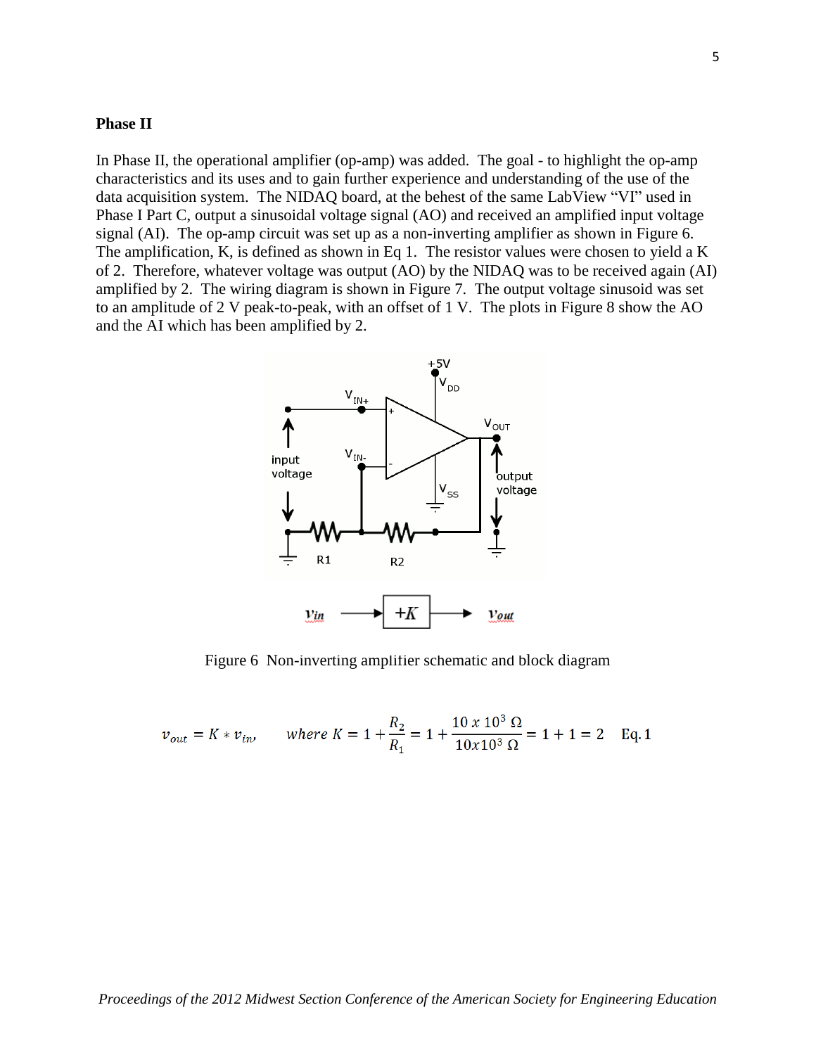### Phase II

In Phase II, the operational amplifier (op-amp) was added. The goal - to highlight the op-amp characteristics and its uses and to gain further experience and understanding of the use of the data acquisition system. The NIDAQ board, at the behest of the same LabView "VI" used in Phase I Part C, output a sinusoidal voltage signal (AO) and received an amplified input voltage signal (AI). The op-amp circuit was set up as a non-inverting amplifier as shown in Figure 6. The amplification, K, is defined as shown in Eq 1. The resistor values were chosen to yield a K of 2. Therefore, whatever voltage was output (AO) by the NIDAQ was to be received again (AI) amplified by 2. The wiring diagram is shown in Figure 7. The output voltage sinusoid was set to an amplitude of 2 V peak-to-peak, with an offset of 1 V. The plots in Figure 8 show the AO and the AI which has been amplified by 2.

Figure 6 Non-inverting amplifier schematic and block diagram

$$v_{out} = K * v_{in}, \qquad where\ K = 1 + \frac{R_2}{R_1} = 1 + \frac{10\ x\ 10^3\ \Omega}{10x10^3\ \Omega} = 1 + 1 = 2 \quad \text{Eq. 1}$$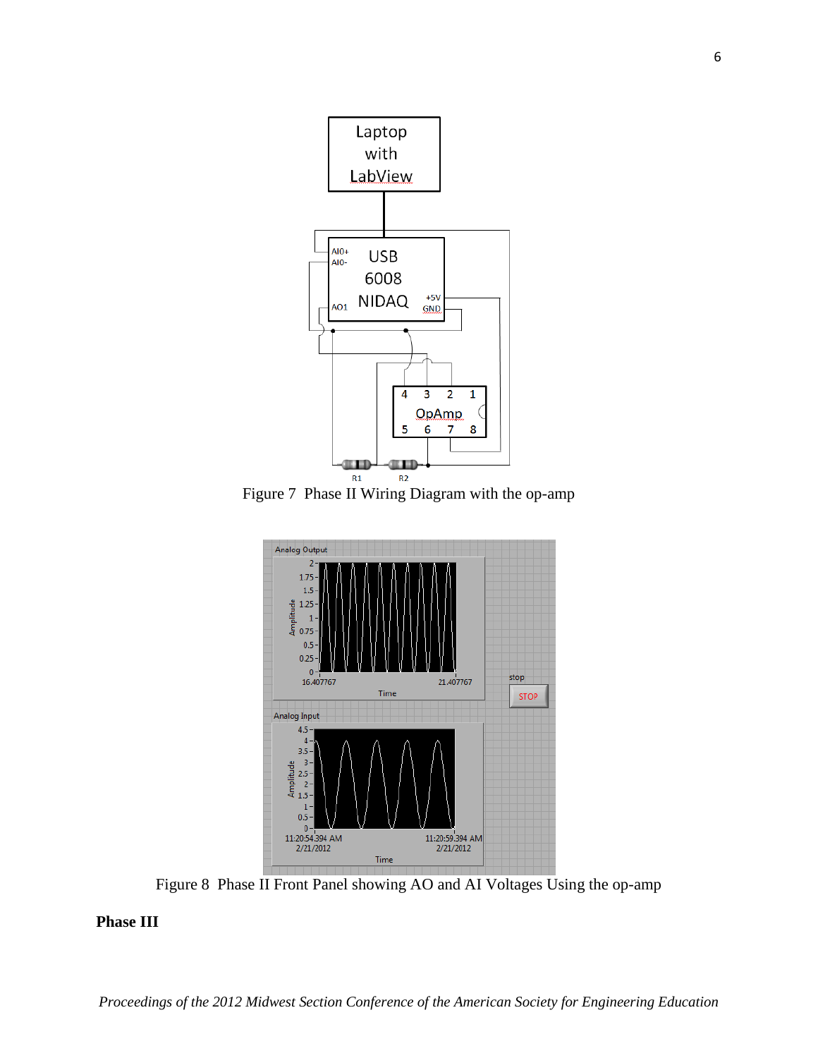Figure 7 Phase II Wiring Diagram with the op-amp

Figure 8 Phase II Front Panel showing AO and AI Voltages Using the op-amp

**Phase III**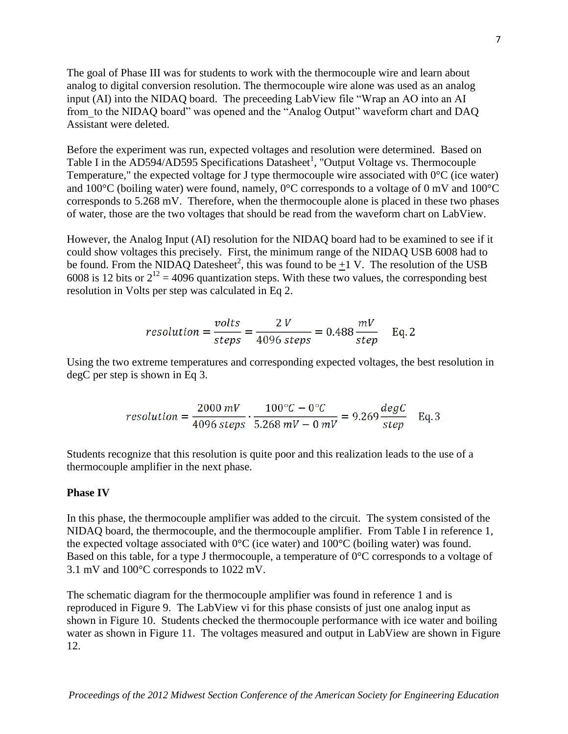The goal of Phase III was for students to work with the thermocouple wire and learn about analog to digital conversion resolution. The thermocouple wire alone was used as an analog input (AI) into the NIDAQ board. The preceeding LabView file "Wrap an AO into an AI from_to the NIDAQ board" was opened and the "Analog Output" waveform chart and DAQ Assistant were deleted.

Before the experiment was run, expected voltages and resolution were determined. Based on Table I in the AD594/AD595 Specifications Datasheet[1], "Output Voltage vs. Thermocouple Temperature," the expected voltage for J type thermocouple wire associated with 0°C (ice water) and 100°C (boiling water) were found, namely, 0°C corresponds to a voltage of 0 mV and 100°C corresponds to 5.268 mV. Therefore, when the thermocouple alone is placed in these two phases of water, those are the two voltages that should be read from the waveform chart on LabView.

However, the Analog Input (AI) resolution for the NIDAQ board had to be examined to see if it could show voltages this precisely. First, the minimum range of the NIDAQ USB 6008 had to be found. From the NIDAQ Datesheet[2], this was found to be $\pm 1$ V. The resolution of the USB 6008 is 12 bits or $2^{12} = 4096$ quantization steps. With these two values, the corresponding best resolution in Volts per step was calculated in Eq 2.

$$resolution = \frac{volts}{steps} = \frac{2\ V}{4096\ steps} = 0.488\,\frac{mV}{step} \quad \text{Eq. 2}$$

Using the two extreme temperatures and corresponding expected voltages, the best resolution in degC per step is shown in Eq 3.

$$resolution = \frac{2000\ mV}{4096\ steps} \cdot \frac{100°C - 0°C}{5.268\ mV - 0\ mV} = 9.269\,\frac{degC}{step} \quad \text{Eq. 3}$$

Students recognize that this resolution is quite poor and this realization leads to the use of a thermocouple amplifier in the next phase.

**Phase IV**

In this phase, the thermocouple amplifier was added to the circuit. The system consisted of the NIDAQ board, the thermocouple, and the thermocouple amplifier. From Table I in reference 1, the expected voltage associated with 0°C (ice water) and 100°C (boiling water) was found. Based on this table, for a type J thermocouple, a temperature of 0°C corresponds to a voltage of 3.1 mV and 100°C corresponds to 1022 mV.

The schematic diagram for the thermocouple amplifier was found in reference 1 and is reproduced in Figure 9. The LabView vi for this phase consists of just one analog input as shown in Figure 10. Students checked the thermocouple performance with ice water and boiling water as shown in Figure 11. The voltages measured and output in LabView are shown in Figure 12.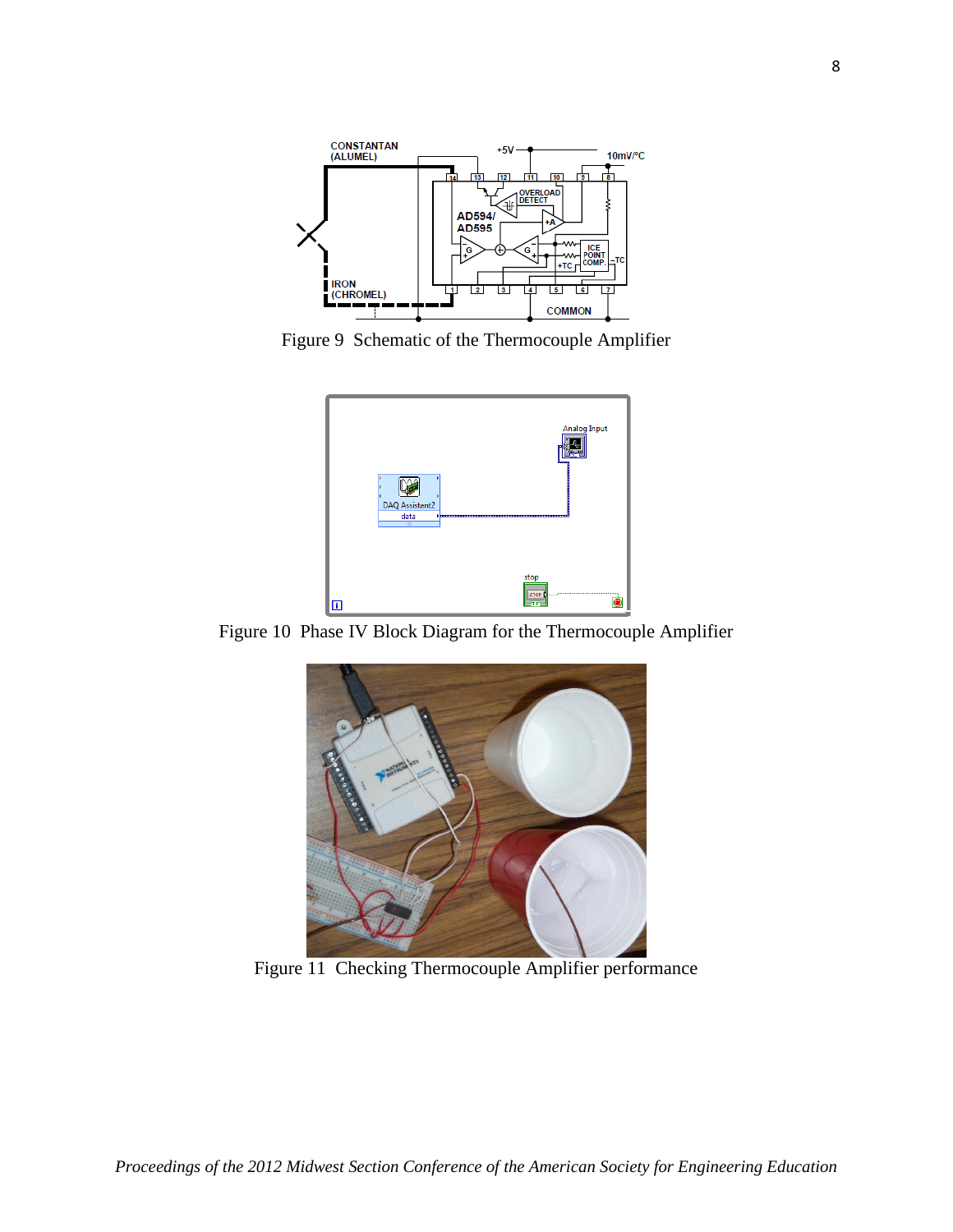Figure 9 Schematic of the Thermocouple Amplifier

Figure 10 Phase IV Block Diagram for the Thermocouple Amplifier

Figure 11 Checking Thermocouple Amplifier performance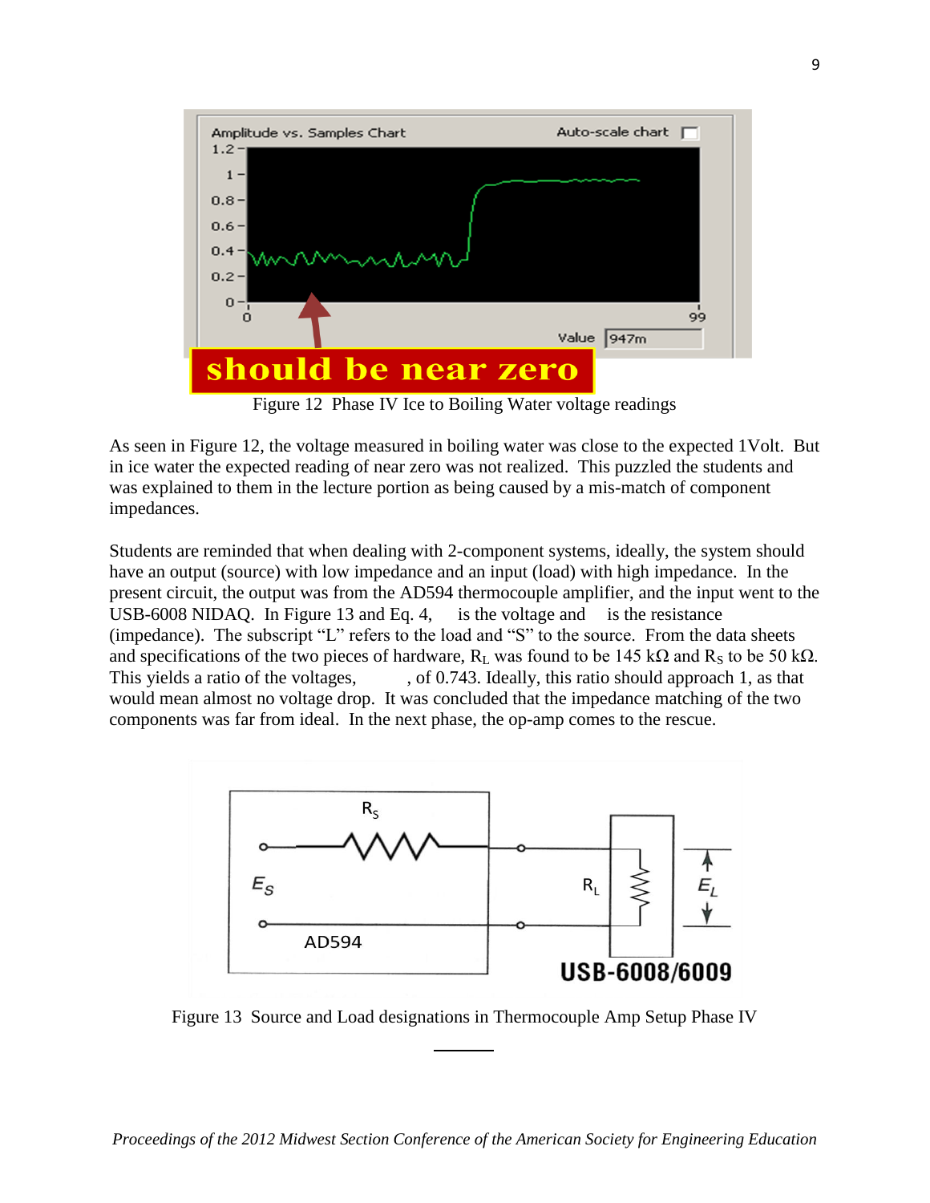Figure 12 Phase IV Ice to Boiling Water voltage readings

As seen in Figure 12, the voltage measured in boiling water was close to the expected 1Volt. But in ice water the expected reading of near zero was not realized. This puzzled the students and was explained to them in the lecture portion as being caused by a mis-match of component impedances.

Students are reminded that when dealing with 2-component systems, ideally, the system should have an output (source) with low impedance and an input (load) with high impedance. In the present circuit, the output was from the AD594 thermocouple amplifier, and the input went to the USB-6008 NIDAQ. In Figure 13 and Eq. 4, is the voltage and is the resistance (impedance). The subscript "L" refers to the load and "S" to the source. From the data sheets and specifications of the two pieces of hardware, $R_L$ was found to be 145 kΩ and $R_S$ to be 50 kΩ. This yields a ratio of the voltages, , of 0.743. Ideally, this ratio should approach 1, as that would mean almost no voltage drop. It was concluded that the impedance matching of the two components was far from ideal. In the next phase, the op-amp comes to the rescue.

Figure 13 Source and Load designations in Thermocouple Amp Setup Phase IV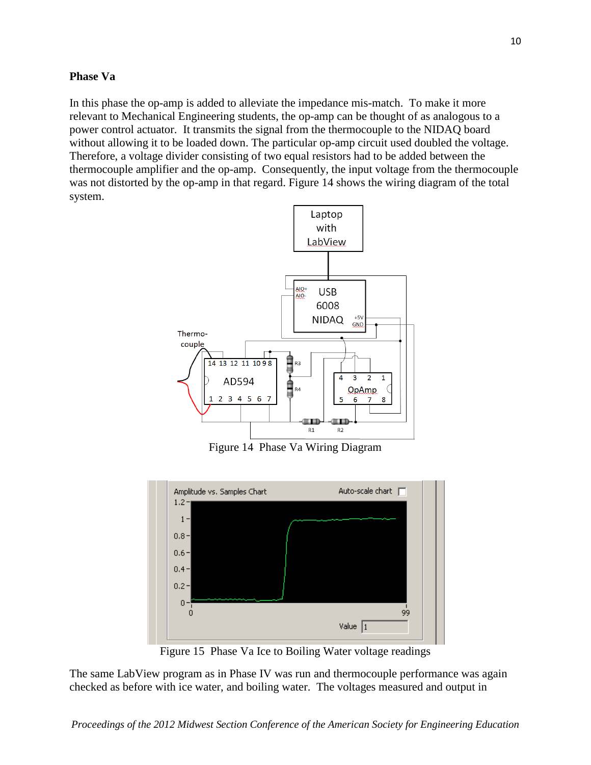**Phase Va**

In this phase the op-amp is added to alleviate the impedance mis-match. To make it more relevant to Mechanical Engineering students, the op-amp can be thought of as analogous to a power control actuator. It transmits the signal from the thermocouple to the NIDAQ board without allowing it to be loaded down. The particular op-amp circuit used doubled the voltage. Therefore, a voltage divider consisting of two equal resistors had to be added between the thermocouple amplifier and the op-amp. Consequently, the input voltage from the thermocouple was not distorted by the op-amp in that regard. Figure 14 shows the wiring diagram of the total system.

Figure 14 Phase Va Wiring Diagram

Figure 15 Phase Va Ice to Boiling Water voltage readings

The same LabView program as in Phase IV was run and thermocouple performance was again checked as before with ice water, and boiling water. The voltages measured and output in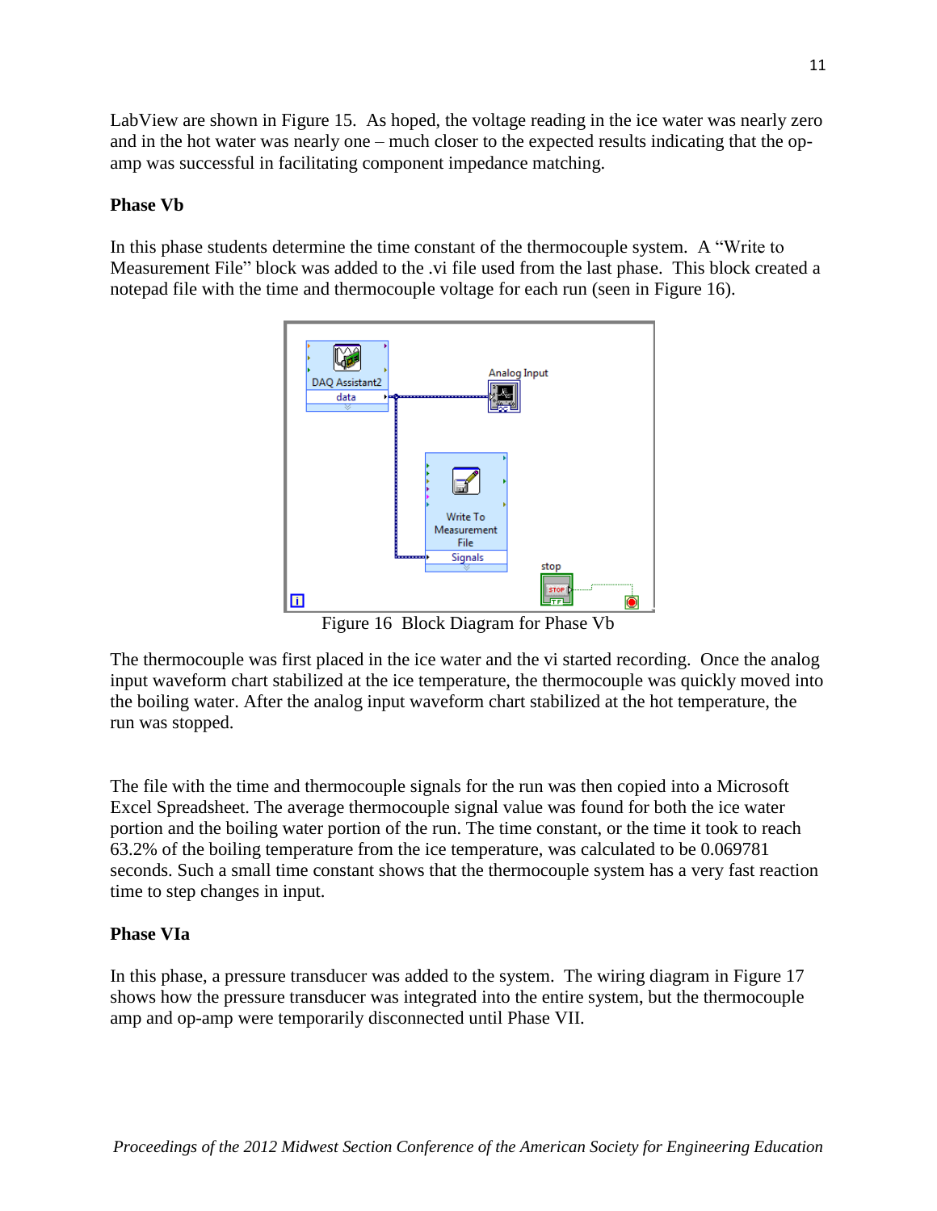LabView are shown in Figure 15. As hoped, the voltage reading in the ice water was nearly zero and in the hot water was nearly one – much closer to the expected results indicating that the op-amp was successful in facilitating component impedance matching.

**Phase Vb**

In this phase students determine the time constant of the thermocouple system. A "Write to Measurement File" block was added to the .vi file used from the last phase. This block created a notepad file with the time and thermocouple voltage for each run (seen in Figure 16).

Figure 16 Block Diagram for Phase Vb

The thermocouple was first placed in the ice water and the vi started recording. Once the analog input waveform chart stabilized at the ice temperature, the thermocouple was quickly moved into the boiling water. After the analog input waveform chart stabilized at the hot temperature, the run was stopped.

The file with the time and thermocouple signals for the run was then copied into a Microsoft Excel Spreadsheet. The average thermocouple signal value was found for both the ice water portion and the boiling water portion of the run. The time constant, or the time it took to reach 63.2% of the boiling temperature from the ice temperature, was calculated to be 0.069781 seconds. Such a small time constant shows that the thermocouple system has a very fast reaction time to step changes in input.

**Phase VIa**

In this phase, a pressure transducer was added to the system. The wiring diagram in Figure 17 shows how the pressure transducer was integrated into the entire system, but the thermocouple amp and op-amp were temporarily disconnected until Phase VII.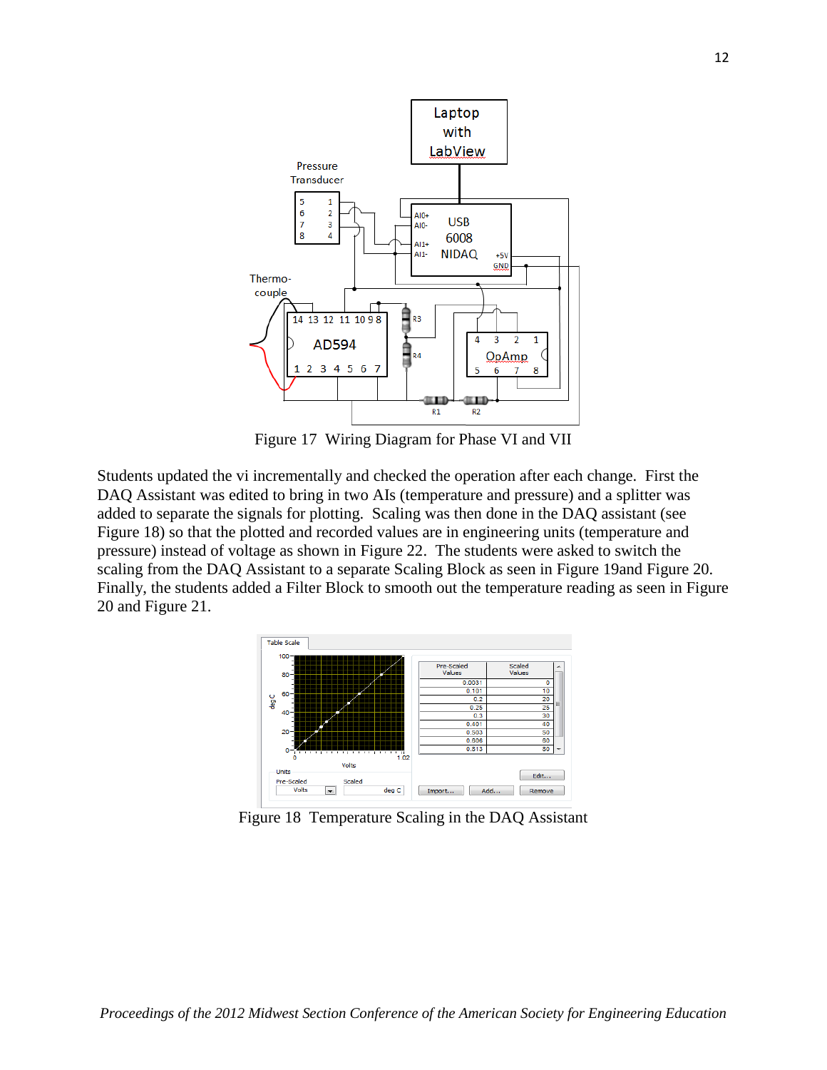Figure 17  Wiring Diagram for Phase VI and VII

Students updated the vi incrementally and checked the operation after each change.  First the DAQ Assistant was edited to bring in two AIs (temperature and pressure) and a splitter was added to separate the signals for plotting.  Scaling was then done in the DAQ assistant (see Figure 18) so that the plotted and recorded values are in engineering units (temperature and pressure) instead of voltage as shown in Figure 22.  The students were asked to switch the scaling from the DAQ Assistant to a separate Scaling Block as seen in Figure 19and Figure 20.  Finally, the students added a Filter Block to smooth out the temperature reading as seen in Figure 20 and Figure 21.

Figure 18  Temperature Scaling in the DAQ Assistant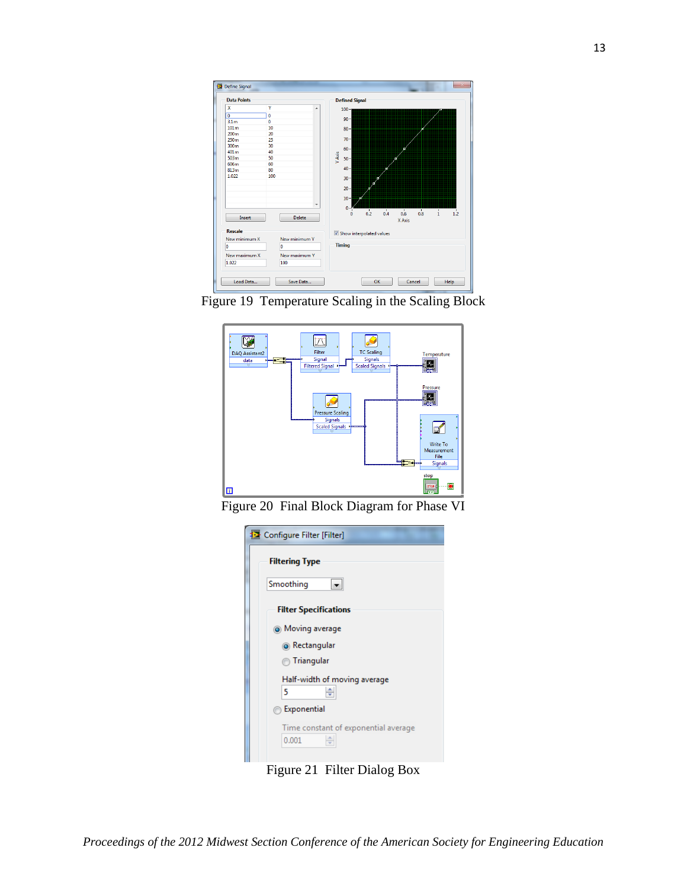Figure 19  Temperature Scaling in the Scaling Block

Figure 20  Final Block Diagram for Phase VI

Figure 21  Filter Dialog Box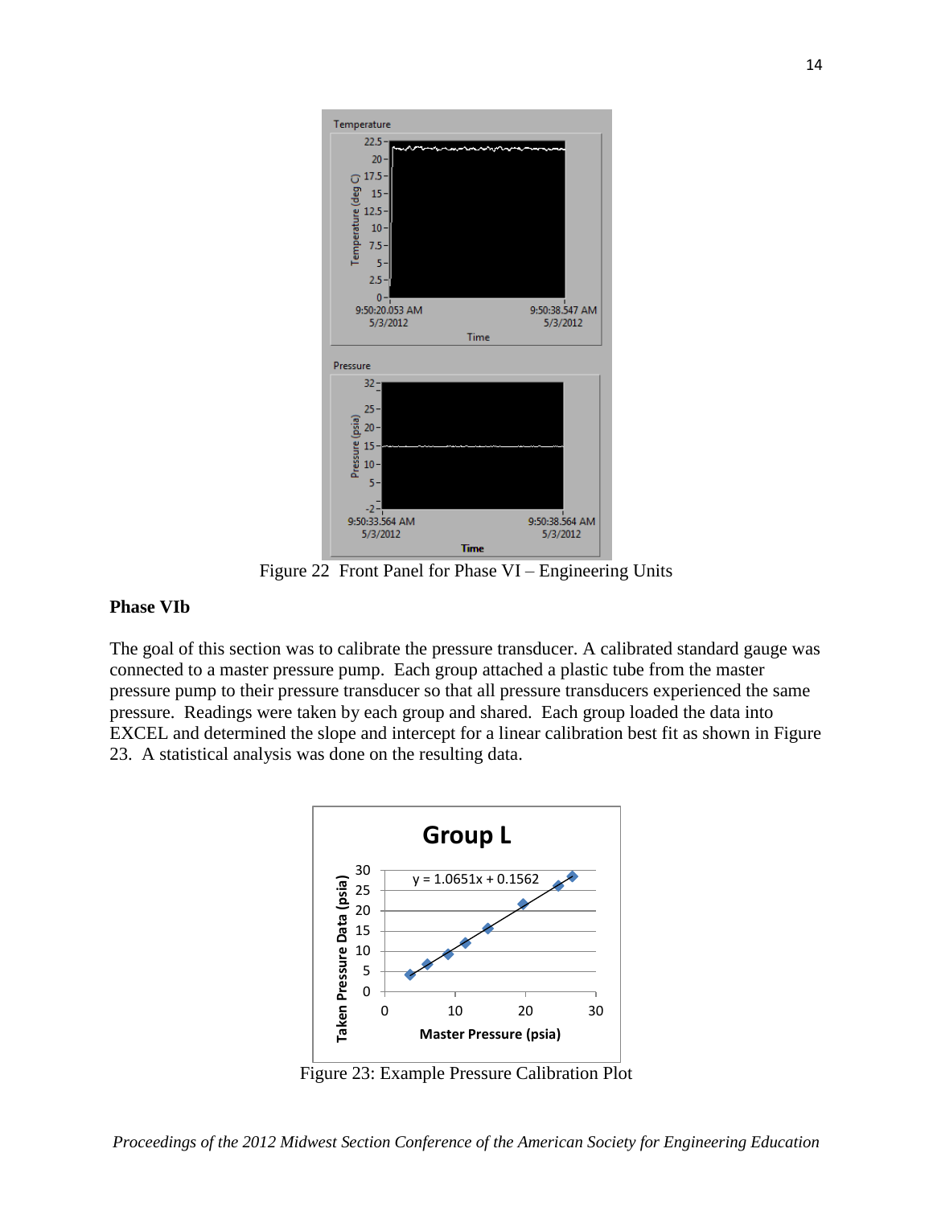Figure 22  Front Panel for Phase VI – Engineering Units

**Phase VIb**

The goal of this section was to calibrate the pressure transducer. A calibrated standard gauge was connected to a master pressure pump. Each group attached a plastic tube from the master pressure pump to their pressure transducer so that all pressure transducers experienced the same pressure. Readings were taken by each group and shared. Each group loaded the data into EXCEL and determined the slope and intercept for a linear calibration best fit as shown in Figure 23. A statistical analysis was done on the resulting data.

Figure 23: Example Pressure Calibration Plot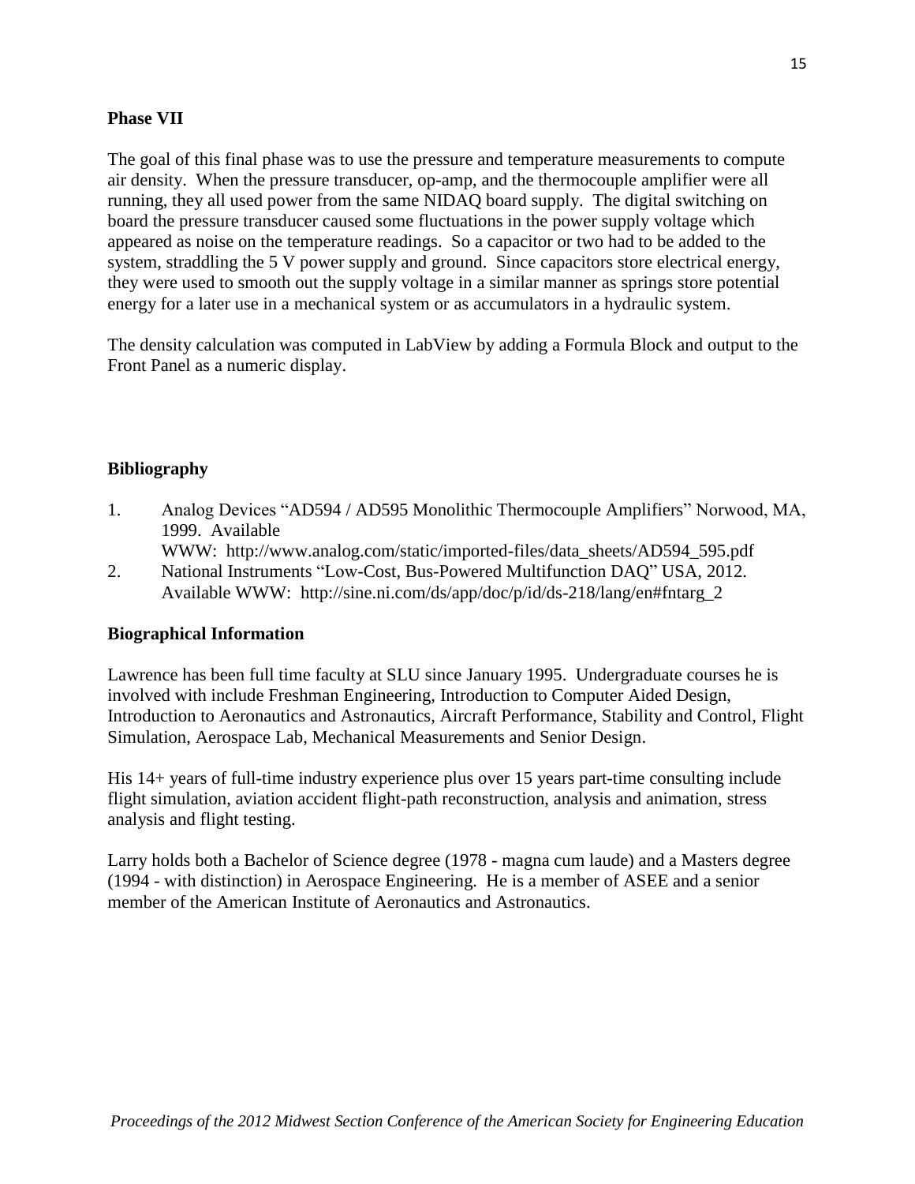## Phase VII

The goal of this final phase was to use the pressure and temperature measurements to compute air density. When the pressure transducer, op-amp, and the thermocouple amplifier were all running, they all used power from the same NIDAQ board supply. The digital switching on board the pressure transducer caused some fluctuations in the power supply voltage which appeared as noise on the temperature readings. So a capacitor or two had to be added to the system, straddling the 5 V power supply and ground. Since capacitors store electrical energy, they were used to smooth out the supply voltage in a similar manner as springs store potential energy for a later use in a mechanical system or as accumulators in a hydraulic system.

The density calculation was computed in LabView by adding a Formula Block and output to the Front Panel as a numeric display.

## Bibliography

1. Analog Devices "AD594 / AD595 Monolithic Thermocouple Amplifiers" Norwood, MA, 1999. Available WWW: http://www.analog.com/static/imported-files/data_sheets/AD594_595.pdf
2. National Instruments "Low-Cost, Bus-Powered Multifunction DAQ" USA, 2012. Available WWW: http://sine.ni.com/ds/app/doc/p/id/ds-218/lang/en#fntarg_2

## Biographical Information

Lawrence has been full time faculty at SLU since January 1995. Undergraduate courses he is involved with include Freshman Engineering, Introduction to Computer Aided Design, Introduction to Aeronautics and Astronautics, Aircraft Performance, Stability and Control, Flight Simulation, Aerospace Lab, Mechanical Measurements and Senior Design.

His 14+ years of full-time industry experience plus over 15 years part-time consulting include flight simulation, aviation accident flight-path reconstruction, analysis and animation, stress analysis and flight testing.

Larry holds both a Bachelor of Science degree (1978 - magna cum laude) and a Masters degree (1994 - with distinction) in Aerospace Engineering. He is a member of ASEE and a senior member of the American Institute of Aeronautics and Astronautics.